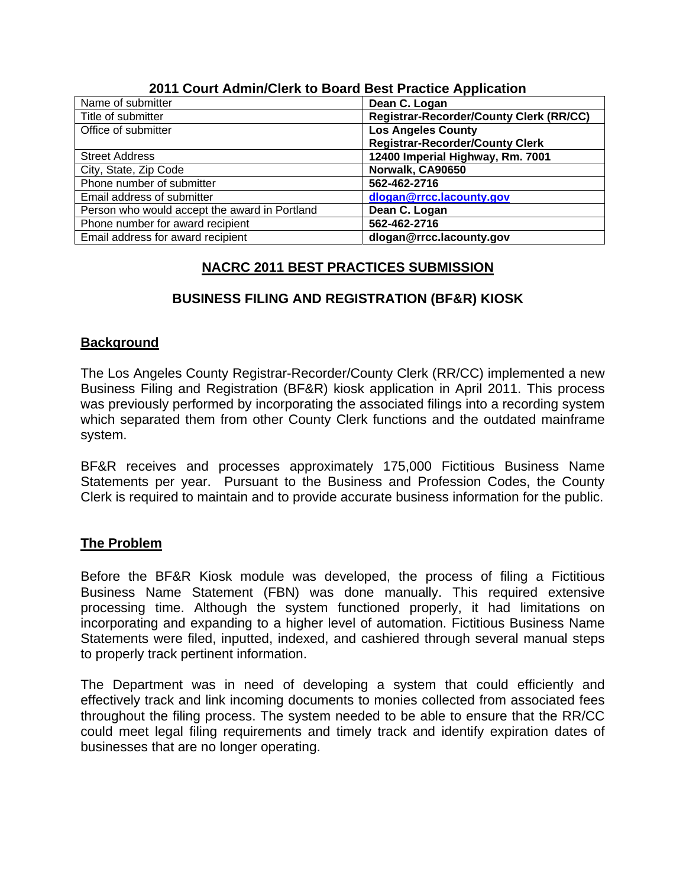**2011 Court Admin/Clerk to Board Best Practice Application**

| | |
|---|---|
| Name of submitter | **Dean C. Logan** |
| Title of submitter | **Registrar-Recorder/County Clerk (RR/CC)** |
| Office of submitter | **Los Angeles County Registrar-Recorder/County Clerk** |
| Street Address | **12400 Imperial Highway, Rm. 7001** |
| City, State, Zip Code | **Norwalk, CA90650** |
| Phone number of submitter | **562-462-2716** |
| Email address of submitter | **dlogan@rrcc.lacounty.gov** |
| Person who would accept the award in Portland | **Dean C. Logan** |
| Phone number for award recipient | **562-462-2716** |
| Email address for award recipient | **dlogan@rrcc.lacounty.gov** |

# NACRC 2011 BEST PRACTICES SUBMISSION

## BUSINESS FILING AND REGISTRATION (BF&R) KIOSK

### Background

The Los Angeles County Registrar-Recorder/County Clerk (RR/CC) implemented a new Business Filing and Registration (BF&R) kiosk application in April 2011. This process was previously performed by incorporating the associated filings into a recording system which separated them from other County Clerk functions and the outdated mainframe system.

BF&R receives and processes approximately 175,000 Fictitious Business Name Statements per year. Pursuant to the Business and Profession Codes, the County Clerk is required to maintain and to provide accurate business information for the public.

### The Problem

Before the BF&R Kiosk module was developed, the process of filing a Fictitious Business Name Statement (FBN) was done manually. This required extensive processing time. Although the system functioned properly, it had limitations on incorporating and expanding to a higher level of automation. Fictitious Business Name Statements were filed, inputted, indexed, and cashiered through several manual steps to properly track pertinent information.

The Department was in need of developing a system that could efficiently and effectively track and link incoming documents to monies collected from associated fees throughout the filing process. The system needed to be able to ensure that the RR/CC could meet legal filing requirements and timely track and identify expiration dates of businesses that are no longer operating.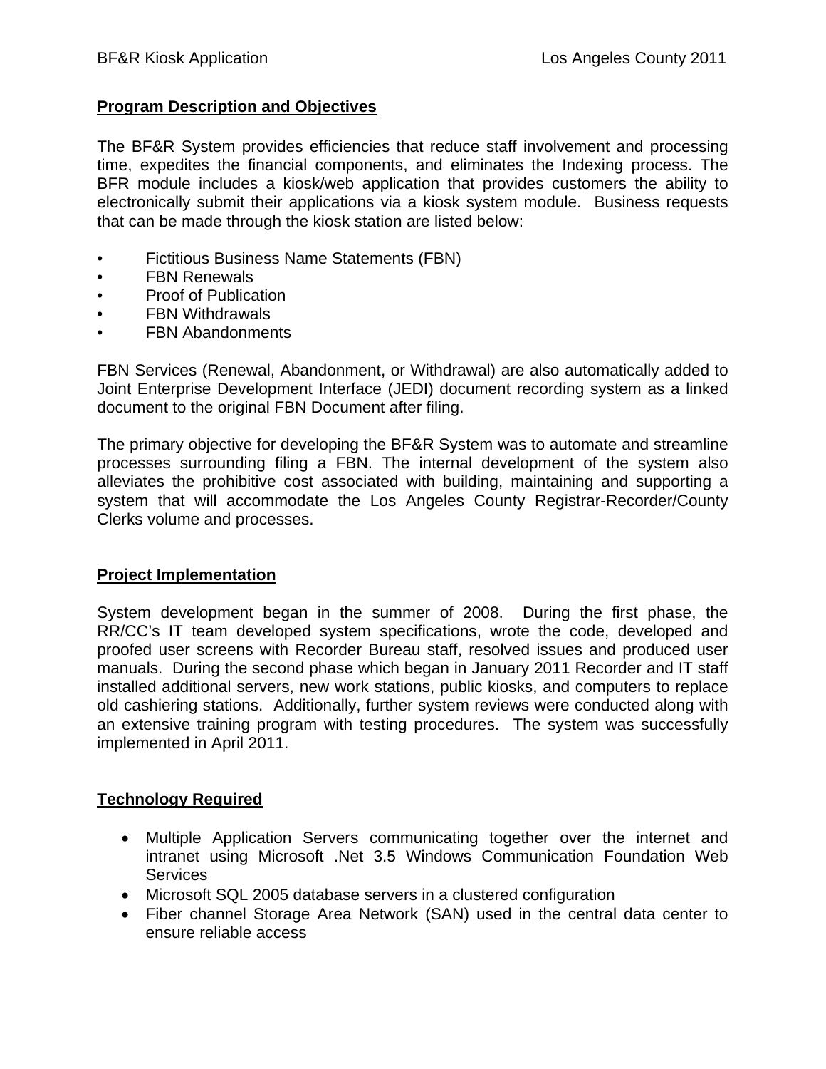## Program Description and Objectives

The BF&R System provides efficiencies that reduce staff involvement and processing time, expedites the financial components, and eliminates the Indexing process. The BFR module includes a kiosk/web application that provides customers the ability to electronically submit their applications via a kiosk system module. Business requests that can be made through the kiosk station are listed below:

- Fictitious Business Name Statements (FBN)
- FBN Renewals
- Proof of Publication
- FBN Withdrawals
- FBN Abandonments

FBN Services (Renewal, Abandonment, or Withdrawal) are also automatically added to Joint Enterprise Development Interface (JEDI) document recording system as a linked document to the original FBN Document after filing.

The primary objective for developing the BF&R System was to automate and streamline processes surrounding filing a FBN. The internal development of the system also alleviates the prohibitive cost associated with building, maintaining and supporting a system that will accommodate the Los Angeles County Registrar-Recorder/County Clerks volume and processes.

## Project Implementation

System development began in the summer of 2008. During the first phase, the RR/CC's IT team developed system specifications, wrote the code, developed and proofed user screens with Recorder Bureau staff, resolved issues and produced user manuals. During the second phase which began in January 2011 Recorder and IT staff installed additional servers, new work stations, public kiosks, and computers to replace old cashiering stations. Additionally, further system reviews were conducted along with an extensive training program with testing procedures. The system was successfully implemented in April 2011.

## Technology Required

- Multiple Application Servers communicating together over the internet and intranet using Microsoft .Net 3.5 Windows Communication Foundation Web Services
- Microsoft SQL 2005 database servers in a clustered configuration
- Fiber channel Storage Area Network (SAN) used in the central data center to ensure reliable access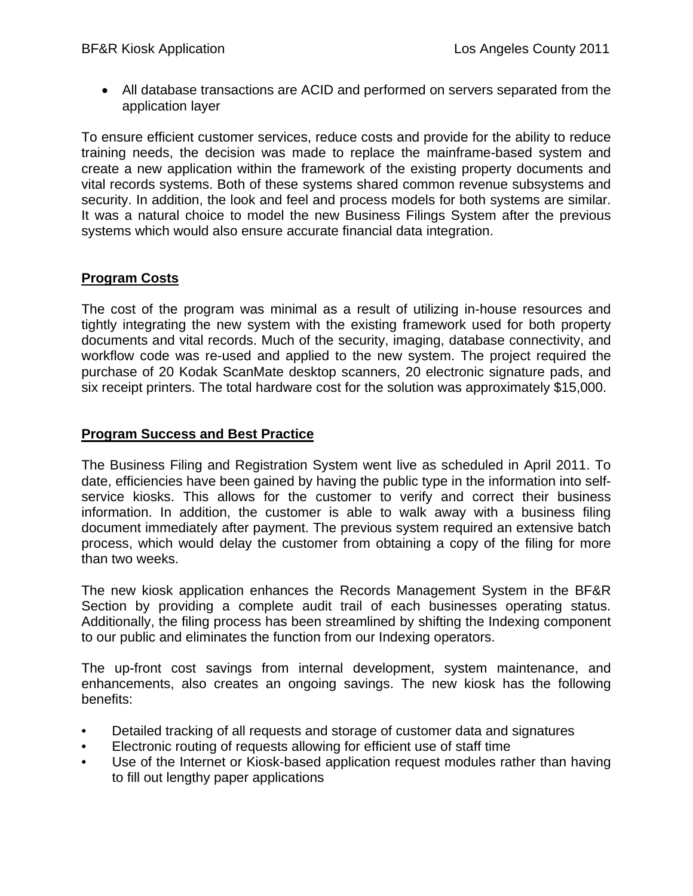- All database transactions are ACID and performed on servers separated from the application layer

To ensure efficient customer services, reduce costs and provide for the ability to reduce training needs, the decision was made to replace the mainframe-based system and create a new application within the framework of the existing property documents and vital records systems. Both of these systems shared common revenue subsystems and security. In addition, the look and feel and process models for both systems are similar. It was a natural choice to model the new Business Filings System after the previous systems which would also ensure accurate financial data integration.

## Program Costs

The cost of the program was minimal as a result of utilizing in-house resources and tightly integrating the new system with the existing framework used for both property documents and vital records. Much of the security, imaging, database connectivity, and workflow code was re-used and applied to the new system. The project required the purchase of 20 Kodak ScanMate desktop scanners, 20 electronic signature pads, and six receipt printers. The total hardware cost for the solution was approximately $15,000.

## Program Success and Best Practice

The Business Filing and Registration System went live as scheduled in April 2011. To date, efficiencies have been gained by having the public type in the information into self-service kiosks. This allows for the customer to verify and correct their business information. In addition, the customer is able to walk away with a business filing document immediately after payment. The previous system required an extensive batch process, which would delay the customer from obtaining a copy of the filing for more than two weeks.

The new kiosk application enhances the Records Management System in the BF&R Section by providing a complete audit trail of each businesses operating status. Additionally, the filing process has been streamlined by shifting the Indexing component to our public and eliminates the function from our Indexing operators.

The up-front cost savings from internal development, system maintenance, and enhancements, also creates an ongoing savings. The new kiosk has the following benefits:

- Detailed tracking of all requests and storage of customer data and signatures
- Electronic routing of requests allowing for efficient use of staff time
- Use of the Internet or Kiosk-based application request modules rather than having to fill out lengthy paper applications